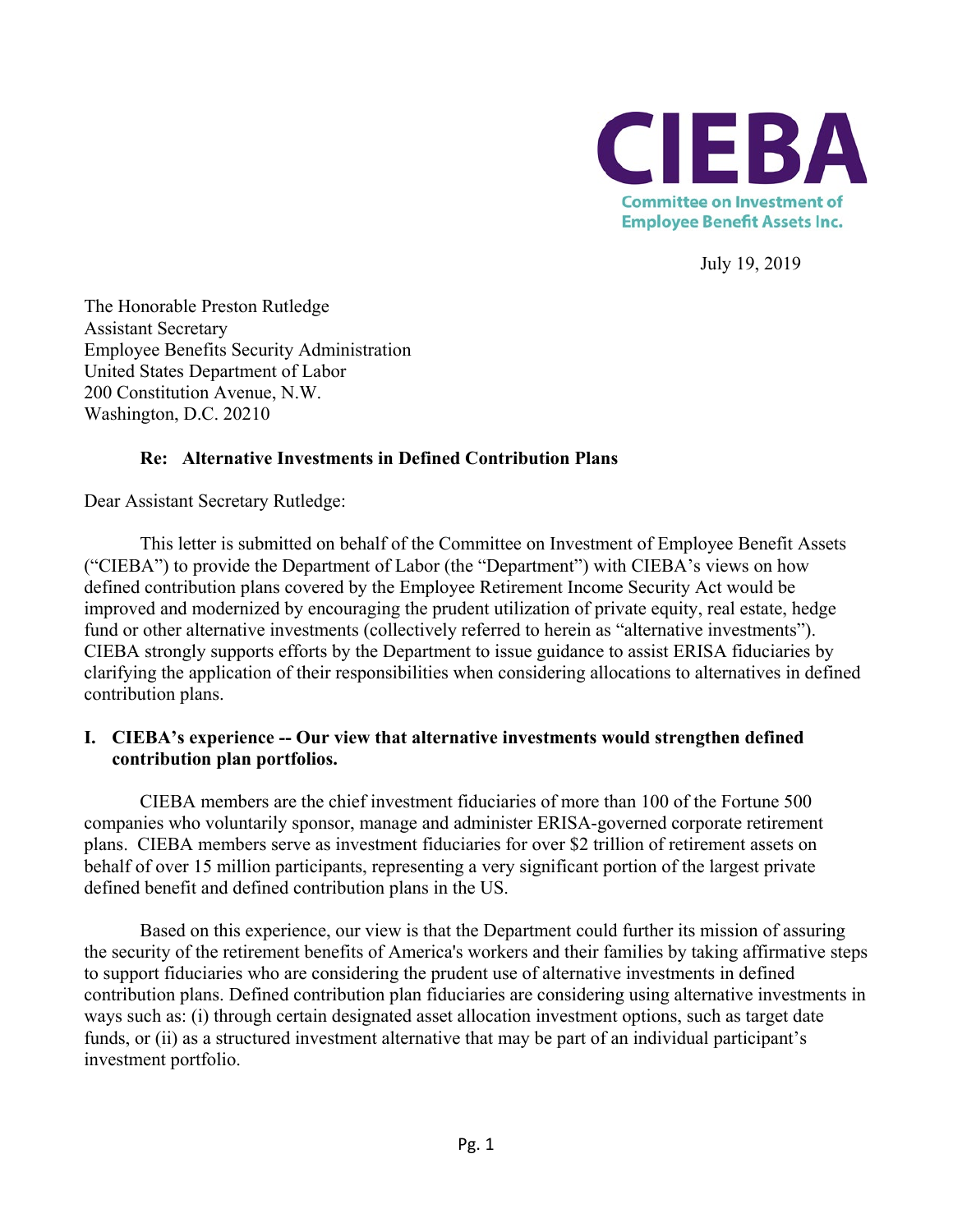**CIEBA**

**Committee on Investment of Employee Benefit Assets Inc.**

July 19, 2019

The Honorable Preston Rutledge
Assistant Secretary
Employee Benefits Security Administration
United States Department of Labor
200 Constitution Avenue, N.W.
Washington, D.C. 20210

**Re: Alternative Investments in Defined Contribution Plans**

Dear Assistant Secretary Rutledge:

This letter is submitted on behalf of the Committee on Investment of Employee Benefit Assets ("CIEBA") to provide the Department of Labor (the "Department") with CIEBA's views on how defined contribution plans covered by the Employee Retirement Income Security Act would be improved and modernized by encouraging the prudent utilization of private equity, real estate, hedge fund or other alternative investments (collectively referred to herein as "alternative investments"). CIEBA strongly supports efforts by the Department to issue guidance to assist ERISA fiduciaries by clarifying the application of their responsibilities when considering allocations to alternatives in defined contribution plans.

## I. CIEBA's experience -- Our view that alternative investments would strengthen defined contribution plan portfolios.

CIEBA members are the chief investment fiduciaries of more than 100 of the Fortune 500 companies who voluntarily sponsor, manage and administer ERISA-governed corporate retirement plans. CIEBA members serve as investment fiduciaries for over $2 trillion of retirement assets on behalf of over 15 million participants, representing a very significant portion of the largest private defined benefit and defined contribution plans in the US.

Based on this experience, our view is that the Department could further its mission of assuring the security of the retirement benefits of America's workers and their families by taking affirmative steps to support fiduciaries who are considering the prudent use of alternative investments in defined contribution plans. Defined contribution plan fiduciaries are considering using alternative investments in ways such as: (i) through certain designated asset allocation investment options, such as target date funds, or (ii) as a structured investment alternative that may be part of an individual participant's investment portfolio.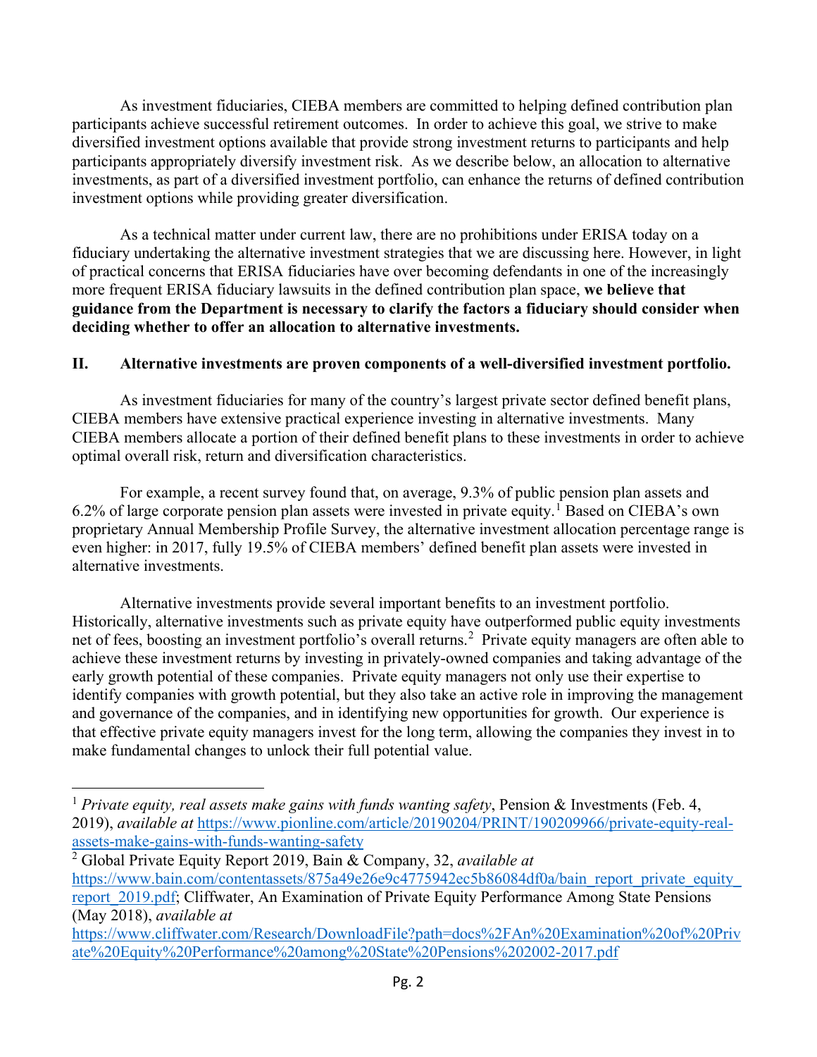As investment fiduciaries, CIEBA members are committed to helping defined contribution plan participants achieve successful retirement outcomes. In order to achieve this goal, we strive to make diversified investment options available that provide strong investment returns to participants and help participants appropriately diversify investment risk. As we describe below, an allocation to alternative investments, as part of a diversified investment portfolio, can enhance the returns of defined contribution investment options while providing greater diversification.

As a technical matter under current law, there are no prohibitions under ERISA today on a fiduciary undertaking the alternative investment strategies that we are discussing here. However, in light of practical concerns that ERISA fiduciaries have over becoming defendants in one of the increasingly more frequent ERISA fiduciary lawsuits in the defined contribution plan space, **we believe that guidance from the Department is necessary to clarify the factors a fiduciary should consider when deciding whether to offer an allocation to alternative investments.**

## II. Alternative investments are proven components of a well-diversified investment portfolio.

As investment fiduciaries for many of the country's largest private sector defined benefit plans, CIEBA members have extensive practical experience investing in alternative investments. Many CIEBA members allocate a portion of their defined benefit plans to these investments in order to achieve optimal overall risk, return and diversification characteristics.

For example, a recent survey found that, on average, 9.3% of public pension plan assets and 6.2% of large corporate pension plan assets were invested in private equity.[1] Based on CIEBA's own proprietary Annual Membership Profile Survey, the alternative investment allocation percentage range is even higher: in 2017, fully 19.5% of CIEBA members' defined benefit plan assets were invested in alternative investments.

Alternative investments provide several important benefits to an investment portfolio. Historically, alternative investments such as private equity have outperformed public equity investments net of fees, boosting an investment portfolio's overall returns.[2] Private equity managers are often able to achieve these investment returns by investing in privately-owned companies and taking advantage of the early growth potential of these companies. Private equity managers not only use their expertise to identify companies with growth potential, but they also take an active role in improving the management and governance of the companies, and in identifying new opportunities for growth. Our experience is that effective private equity managers invest for the long term, allowing the companies they invest in to make fundamental changes to unlock their full potential value.

---

[1] *Private equity, real assets make gains with funds wanting safety*, Pension & Investments (Feb. 4, 2019), *available at* https://www.pionline.com/article/20190204/PRINT/190209966/private-equity-real-assets-make-gains-with-funds-wanting-safety

[2] Global Private Equity Report 2019, Bain & Company, 32, *available at* https://www.bain.com/contentassets/875a49e26e9c4775942ec5b86084df0a/bain_report_private_equity_report_2019.pdf; Cliffwater, An Examination of Private Equity Performance Among State Pensions (May 2018), *available at* https://www.cliffwater.com/Research/DownloadFile?path=docs%2FAn%20Examination%20of%20Private%20Equity%20Performance%20among%20State%20Pensions%202002-2017.pdf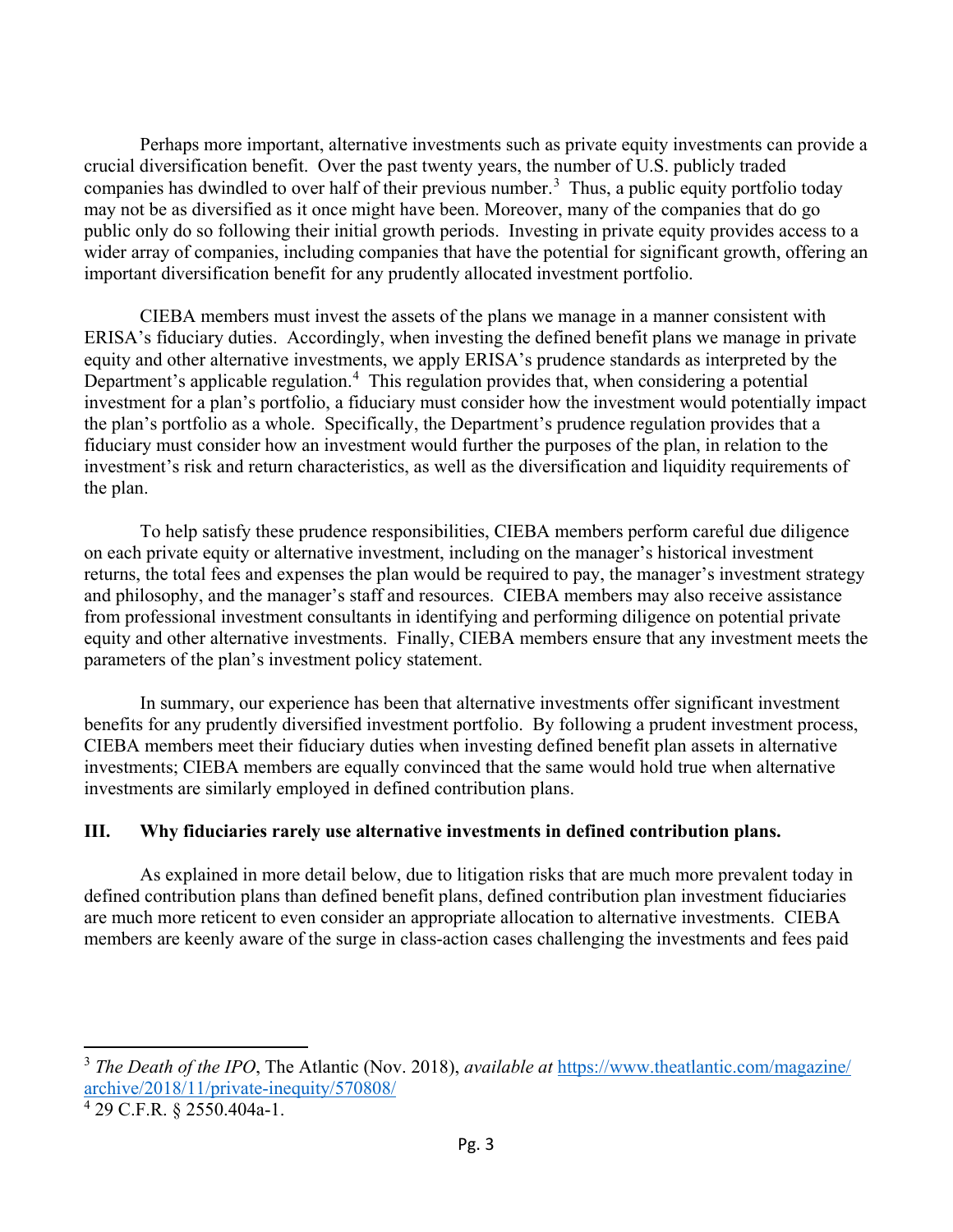Perhaps more important, alternative investments such as private equity investments can provide a crucial diversification benefit. Over the past twenty years, the number of U.S. publicly traded companies has dwindled to over half of their previous number.[3] Thus, a public equity portfolio today may not be as diversified as it once might have been. Moreover, many of the companies that do go public only do so following their initial growth periods. Investing in private equity provides access to a wider array of companies, including companies that have the potential for significant growth, offering an important diversification benefit for any prudently allocated investment portfolio.

CIEBA members must invest the assets of the plans we manage in a manner consistent with ERISA's fiduciary duties. Accordingly, when investing the defined benefit plans we manage in private equity and other alternative investments, we apply ERISA's prudence standards as interpreted by the Department's applicable regulation.[4] This regulation provides that, when considering a potential investment for a plan's portfolio, a fiduciary must consider how the investment would potentially impact the plan's portfolio as a whole. Specifically, the Department's prudence regulation provides that a fiduciary must consider how an investment would further the purposes of the plan, in relation to the investment's risk and return characteristics, as well as the diversification and liquidity requirements of the plan.

To help satisfy these prudence responsibilities, CIEBA members perform careful due diligence on each private equity or alternative investment, including on the manager's historical investment returns, the total fees and expenses the plan would be required to pay, the manager's investment strategy and philosophy, and the manager's staff and resources. CIEBA members may also receive assistance from professional investment consultants in identifying and performing diligence on potential private equity and other alternative investments. Finally, CIEBA members ensure that any investment meets the parameters of the plan's investment policy statement.

In summary, our experience has been that alternative investments offer significant investment benefits for any prudently diversified investment portfolio. By following a prudent investment process, CIEBA members meet their fiduciary duties when investing defined benefit plan assets in alternative investments; CIEBA members are equally convinced that the same would hold true when alternative investments are similarly employed in defined contribution plans.

## III. Why fiduciaries rarely use alternative investments in defined contribution plans.

As explained in more detail below, due to litigation risks that are much more prevalent today in defined contribution plans than defined benefit plans, defined contribution plan investment fiduciaries are much more reticent to even consider an appropriate allocation to alternative investments. CIEBA members are keenly aware of the surge in class-action cases challenging the investments and fees paid

---

[3] *The Death of the IPO*, The Atlantic (Nov. 2018), *available at* https://www.theatlantic.com/magazine/archive/2018/11/private-inequity/570808/

[4] 29 C.F.R. § 2550.404a-1.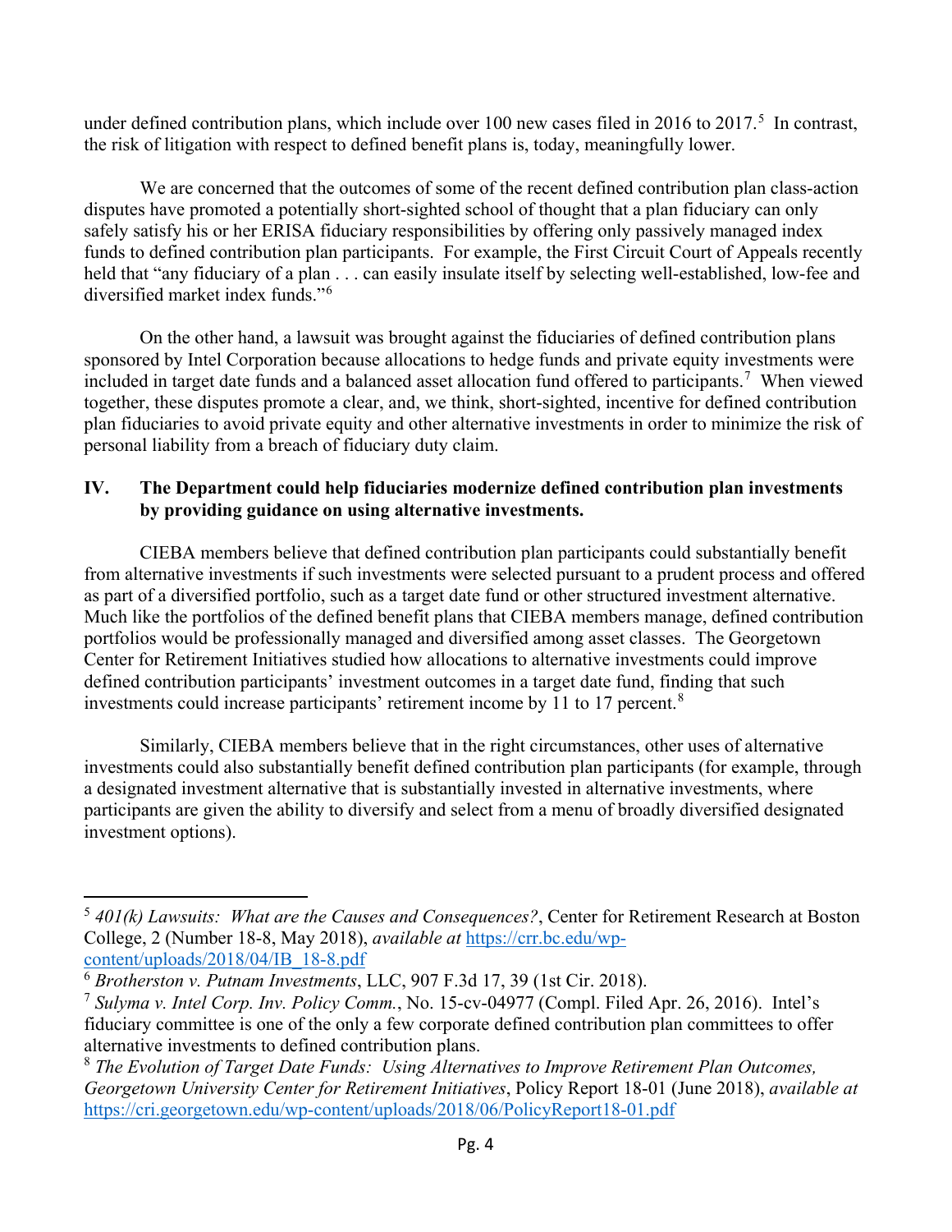under defined contribution plans, which include over 100 new cases filed in 2016 to 2017.[5] In contrast, the risk of litigation with respect to defined benefit plans is, today, meaningfully lower.

We are concerned that the outcomes of some of the recent defined contribution plan class-action disputes have promoted a potentially short-sighted school of thought that a plan fiduciary can only safely satisfy his or her ERISA fiduciary responsibilities by offering only passively managed index funds to defined contribution plan participants. For example, the First Circuit Court of Appeals recently held that "any fiduciary of a plan . . . can easily insulate itself by selecting well-established, low-fee and diversified market index funds."[6]

On the other hand, a lawsuit was brought against the fiduciaries of defined contribution plans sponsored by Intel Corporation because allocations to hedge funds and private equity investments were included in target date funds and a balanced asset allocation fund offered to participants.[7] When viewed together, these disputes promote a clear, and, we think, short-sighted, incentive for defined contribution plan fiduciaries to avoid private equity and other alternative investments in order to minimize the risk of personal liability from a breach of fiduciary duty claim.

## IV. The Department could help fiduciaries modernize defined contribution plan investments by providing guidance on using alternative investments.

CIEBA members believe that defined contribution plan participants could substantially benefit from alternative investments if such investments were selected pursuant to a prudent process and offered as part of a diversified portfolio, such as a target date fund or other structured investment alternative. Much like the portfolios of the defined benefit plans that CIEBA members manage, defined contribution portfolios would be professionally managed and diversified among asset classes. The Georgetown Center for Retirement Initiatives studied how allocations to alternative investments could improve defined contribution participants' investment outcomes in a target date fund, finding that such investments could increase participants' retirement income by 11 to 17 percent.[8]

Similarly, CIEBA members believe that in the right circumstances, other uses of alternative investments could also substantially benefit defined contribution plan participants (for example, through a designated investment alternative that is substantially invested in alternative investments, where participants are given the ability to diversify and select from a menu of broadly diversified designated investment options).

---

[5] *401(k) Lawsuits: What are the Causes and Consequences?*, Center for Retirement Research at Boston College, 2 (Number 18-8, May 2018), *available at* https://crr.bc.edu/wp-content/uploads/2018/04/IB_18-8.pdf

[6] *Brotherston v. Putnam Investments*, LLC, 907 F.3d 17, 39 (1st Cir. 2018).

[7] *Sulyma v. Intel Corp. Inv. Policy Comm.*, No. 15-cv-04977 (Compl. Filed Apr. 26, 2016). Intel's fiduciary committee is one of the only a few corporate defined contribution plan committees to offer alternative investments to defined contribution plans.

[8] *The Evolution of Target Date Funds: Using Alternatives to Improve Retirement Plan Outcomes, Georgetown University Center for Retirement Initiatives*, Policy Report 18-01 (June 2018), *available at* https://cri.georgetown.edu/wp-content/uploads/2018/06/PolicyReport18-01.pdf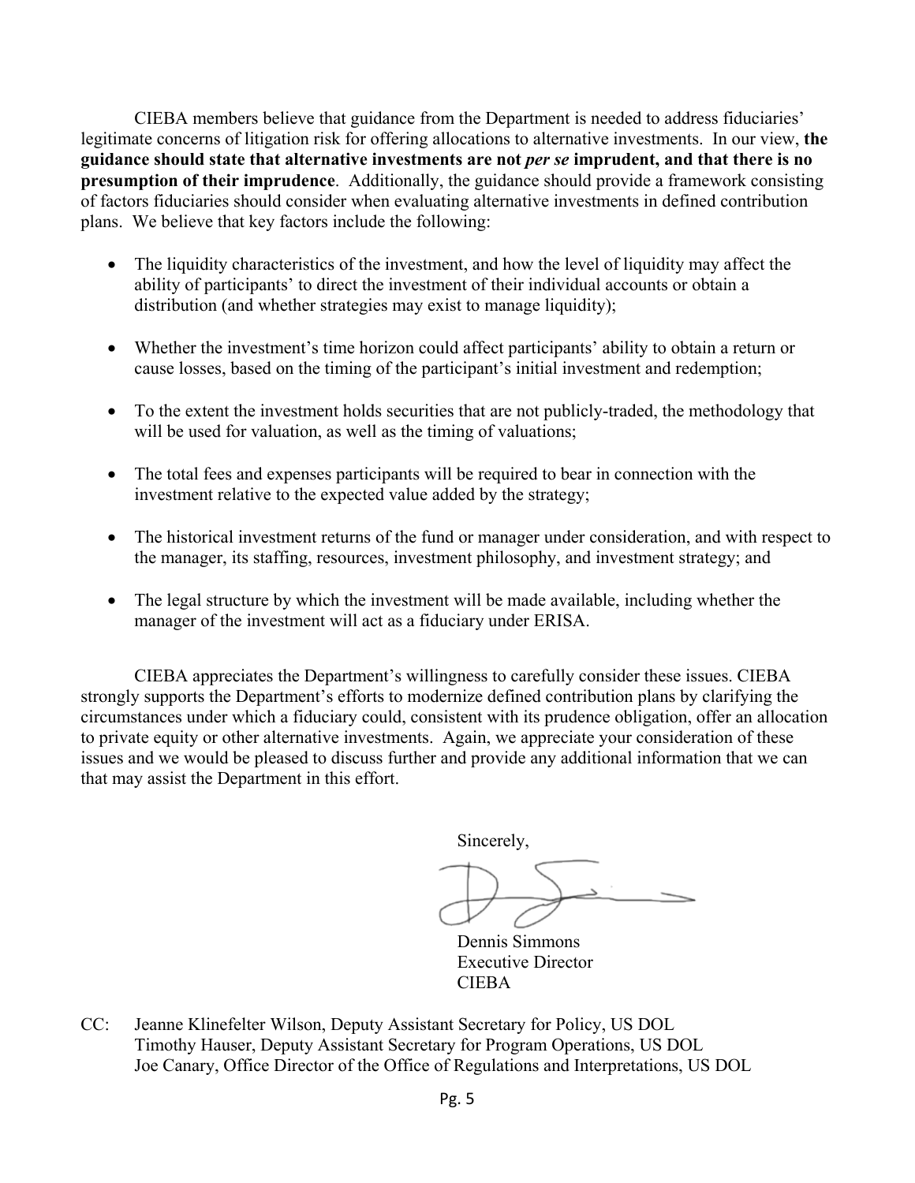CIEBA members believe that guidance from the Department is needed to address fiduciaries' legitimate concerns of litigation risk for offering allocations to alternative investments. In our view, **the guidance should state that alternative investments are not *per se* imprudent, and that there is no presumption of their imprudence**. Additionally, the guidance should provide a framework consisting of factors fiduciaries should consider when evaluating alternative investments in defined contribution plans. We believe that key factors include the following:

- The liquidity characteristics of the investment, and how the level of liquidity may affect the ability of participants' to direct the investment of their individual accounts or obtain a distribution (and whether strategies may exist to manage liquidity);

- Whether the investment's time horizon could affect participants' ability to obtain a return or cause losses, based on the timing of the participant's initial investment and redemption;

- To the extent the investment holds securities that are not publicly-traded, the methodology that will be used for valuation, as well as the timing of valuations;

- The total fees and expenses participants will be required to bear in connection with the investment relative to the expected value added by the strategy;

- The historical investment returns of the fund or manager under consideration, and with respect to the manager, its staffing, resources, investment philosophy, and investment strategy; and

- The legal structure by which the investment will be made available, including whether the manager of the investment will act as a fiduciary under ERISA.

CIEBA appreciates the Department's willingness to carefully consider these issues. CIEBA strongly supports the Department's efforts to modernize defined contribution plans by clarifying the circumstances under which a fiduciary could, consistent with its prudence obligation, offer an allocation to private equity or other alternative investments. Again, we appreciate your consideration of these issues and we would be pleased to discuss further and provide any additional information that we can that may assist the Department in this effort.

Sincerely,

Dennis Simmons
Executive Director
CIEBA

CC: Jeanne Klinefelter Wilson, Deputy Assistant Secretary for Policy, US DOL
Timothy Hauser, Deputy Assistant Secretary for Program Operations, US DOL
Joe Canary, Office Director of the Office of Regulations and Interpretations, US DOL